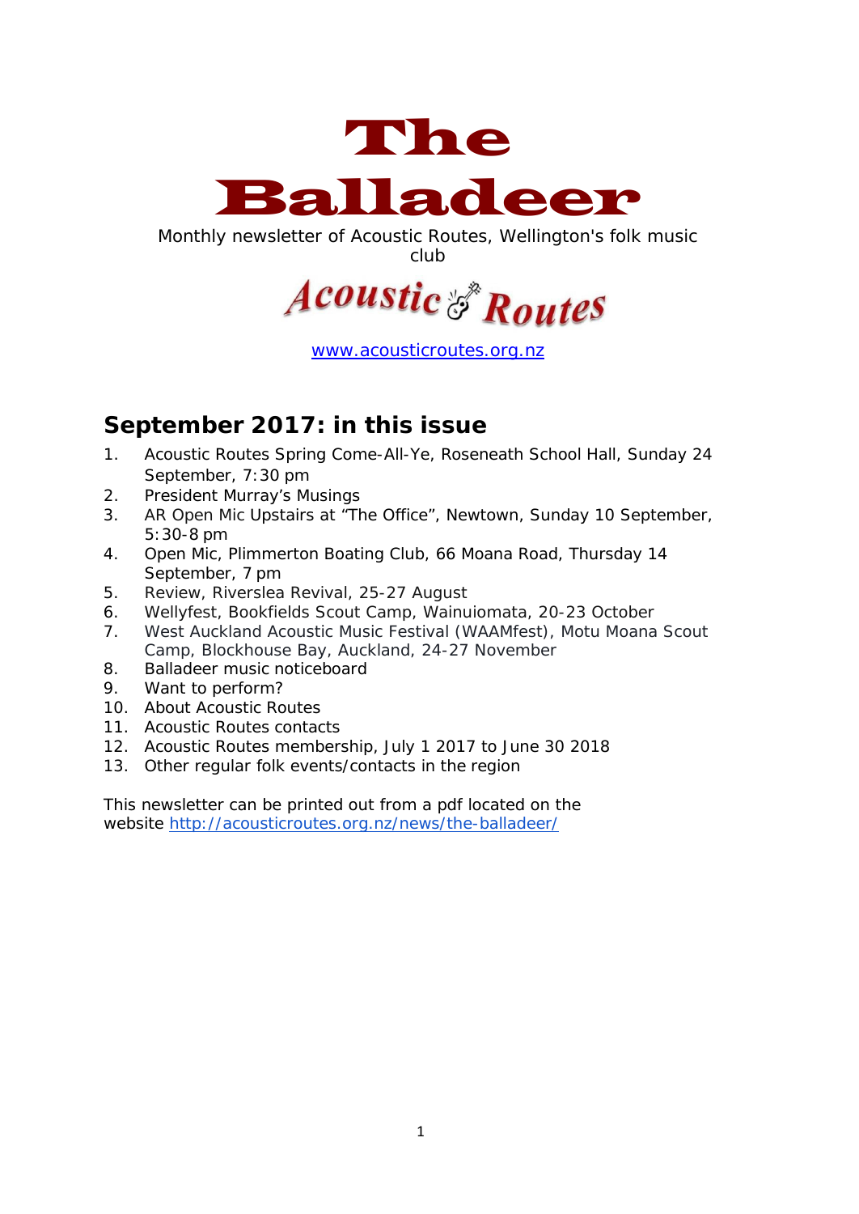# The Balladeer

Monthly newsletter of Acoustic Routes, Wellington's folk music club

Acoustic Routes

www.acousticroutes.org.nz

## September 2017: in this issue

1. Acoustic Routes Spring Come-All-Ye, Roseneath School Hall, Sunday 24 September, 7:30 pm
2. President Murray's Musings
3. AR Open Mic Upstairs at "The Office", Newtown, Sunday 10 September, 5:30-8 pm
4. Open Mic, Plimmerton Boating Club, 66 Moana Road, Thursday 14 September, 7 pm
5. Review, Riverslea Revival, 25-27 August
6. Wellyfest, Bookfields Scout Camp, Wainuiomata, 20-23 October
7. West Auckland Acoustic Music Festival (WAAMfest), Motu Moana Scout Camp, Blockhouse Bay, Auckland, 24-27 November
8. Balladeer music noticeboard
9. Want to perform?
10. About Acoustic Routes
11. Acoustic Routes contacts
12. Acoustic Routes membership, July 1 2017 to June 30 2018
13. Other regular folk events/contacts in the region

This newsletter can be printed out from a pdf located on the website http://acousticroutes.org.nz/news/the-balladeer/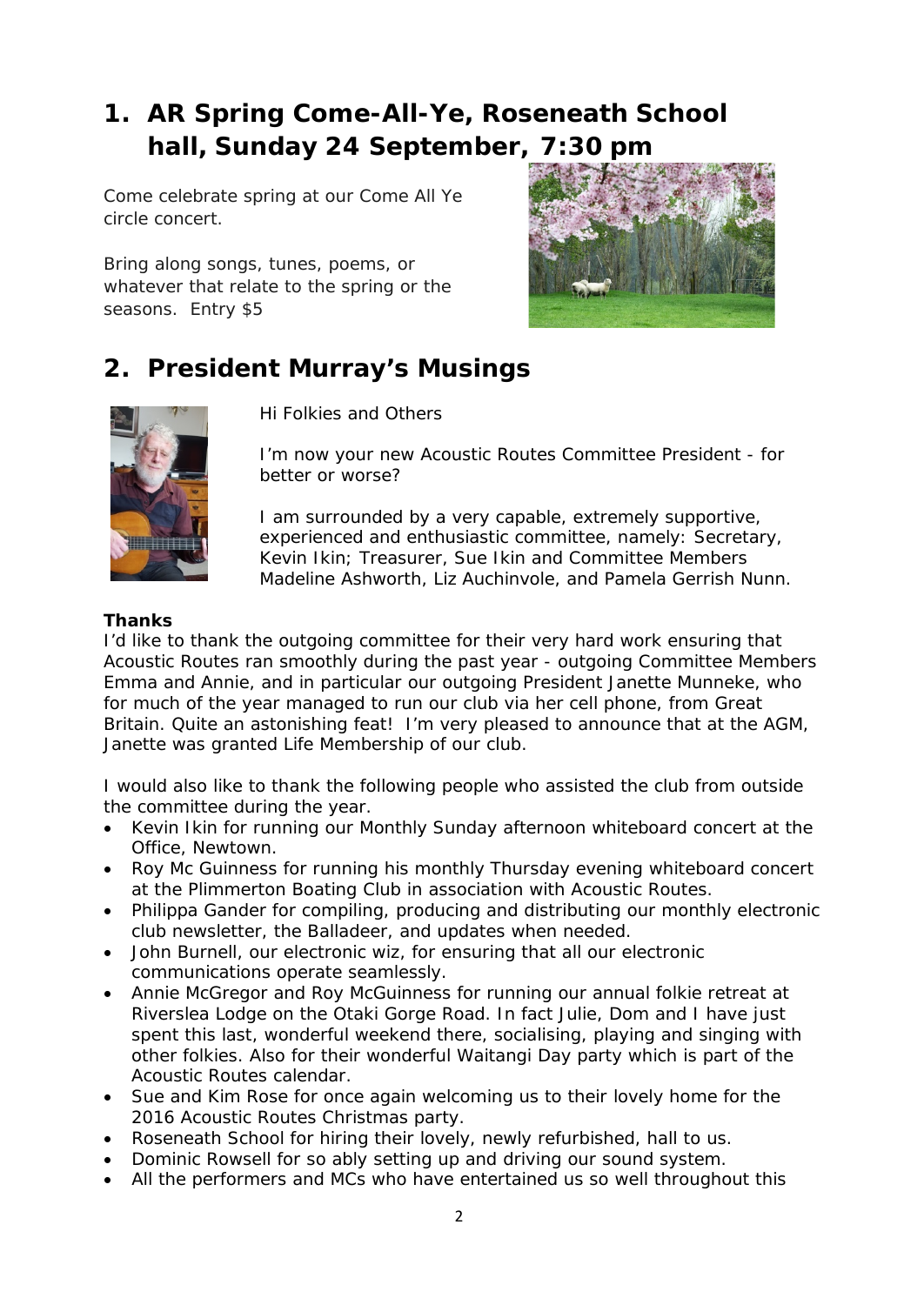## 1. AR Spring Come-All-Ye, Roseneath School hall, Sunday 24 September, 7:30 pm

Come celebrate spring at our Come All Ye circle concert.

Bring along songs, tunes, poems, or whatever that relate to the spring or the seasons. Entry $5

## 2. President Murray's Musings

Hi Folkies and Others

I'm now your new Acoustic Routes Committee President - for better or worse?

I am surrounded by a very capable, extremely supportive, experienced and enthusiastic committee, namely: Secretary, Kevin Ikin; Treasurer, Sue Ikin and Committee Members Madeline Ashworth, Liz Auchinvole, and Pamela Gerrish Nunn.

**Thanks**

I'd like to thank the outgoing committee for their very hard work ensuring that Acoustic Routes ran smoothly during the past year - outgoing Committee Members Emma and Annie, and in particular our outgoing President Janette Munneke, who for much of the year managed to run our club via her cell phone, from Great Britain. Quite an astonishing feat! I'm very pleased to announce that at the AGM, Janette was granted Life Membership of our club.

I would also like to thank the following people who assisted the club from outside the committee during the year.

- Kevin Ikin for running our Monthly Sunday afternoon whiteboard concert at the Office, Newtown.
- Roy Mc Guinness for running his monthly Thursday evening whiteboard concert at the Plimmerton Boating Club in association with Acoustic Routes.
- Philippa Gander for compiling, producing and distributing our monthly electronic club newsletter, the Balladeer, and updates when needed.
- John Burnell, our electronic wiz, for ensuring that all our electronic communications operate seamlessly.
- Annie McGregor and Roy McGuinness for running our annual folkie retreat at Riverslea Lodge on the Otaki Gorge Road. In fact Julie, Dom and I have just spent this last, wonderful weekend there, socialising, playing and singing with other folkies. Also for their wonderful Waitangi Day party which is part of the Acoustic Routes calendar.
- Sue and Kim Rose for once again welcoming us to their lovely home for the 2016 Acoustic Routes Christmas party.
- Roseneath School for hiring their lovely, newly refurbished, hall to us.
- Dominic Rowsell for so ably setting up and driving our sound system.
- All the performers and MCs who have entertained us so well throughout this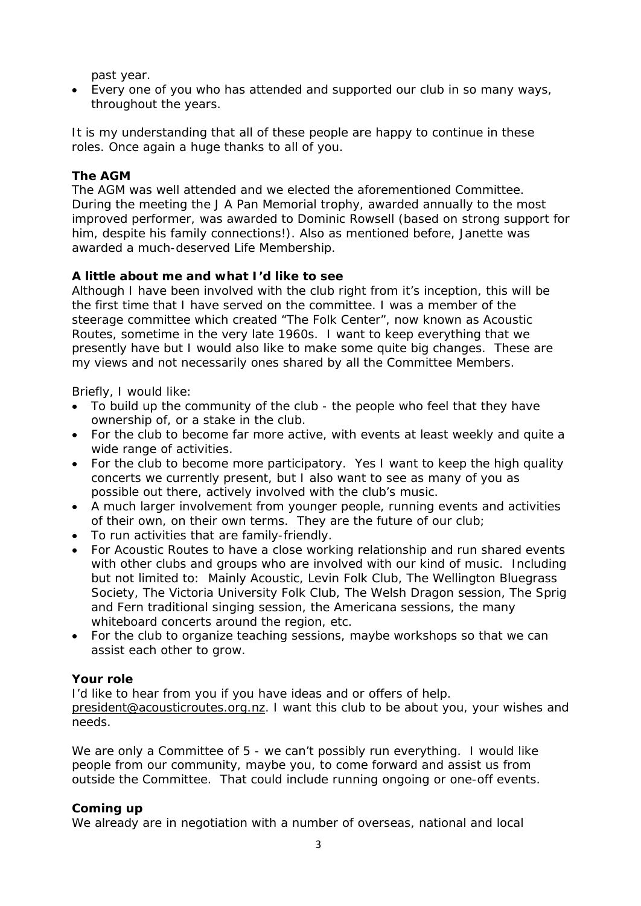past year.

- Every one of you who has attended and supported our club in so many ways, throughout the years.

It is my understanding that all of these people are happy to continue in these roles. Once again a huge thanks to all of you.

### The AGM

The AGM was well attended and we elected the aforementioned Committee. During the meeting the J A Pan Memorial trophy, awarded annually to the most improved performer, was awarded to Dominic Rowsell (based on strong support for him, despite his family connections!). Also as mentioned before, Janette was awarded a much-deserved Life Membership.

### A little about me and what I'd like to see

Although I have been involved with the club right from it's inception, this will be the first time that I have served on the committee. I was a member of the steerage committee which created "The Folk Center", now known as Acoustic Routes, sometime in the very late 1960s. I want to keep everything that we presently have but I would also like to make some quite big changes. These are my views and not necessarily ones shared by all the Committee Members.

Briefly, I would like:

- To build up the community of the club - the people who feel that they have ownership of, or a stake in the club.
- For the club to become far more active, with events at least weekly and quite a wide range of activities.
- For the club to become more participatory. Yes I want to keep the high quality concerts we currently present, but I also want to see as many of you as possible out there, actively involved with the club's music.
- A much larger involvement from younger people, running events and activities of their own, on their own terms. They are the future of our club;
- To run activities that are family-friendly.
- For Acoustic Routes to have a close working relationship and run shared events with other clubs and groups who are involved with our kind of music. Including but not limited to: Mainly Acoustic, Levin Folk Club, The Wellington Bluegrass Society, The Victoria University Folk Club, The Welsh Dragon session, The Sprig and Fern traditional singing session, the Americana sessions, the many whiteboard concerts around the region, etc.
- For the club to organize teaching sessions, maybe workshops so that we can assist each other to grow.

### Your role

I'd like to hear from you if you have ideas and or offers of help. president@acousticroutes.org.nz. I want this club to be about you, your wishes and needs.

We are only a Committee of 5 - we can't possibly run everything. I would like people from our community, maybe you, to come forward and assist us from outside the Committee. That could include running ongoing or one-off events.

### Coming up

We already are in negotiation with a number of overseas, national and local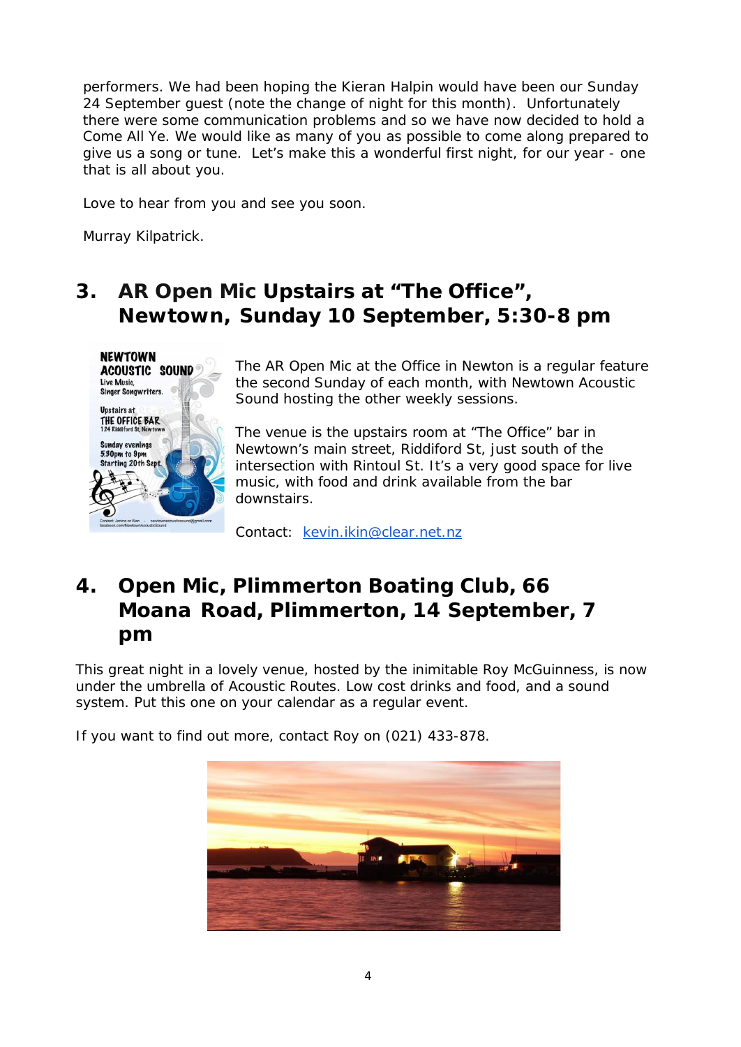performers. We had been hoping the Kieran Halpin would have been our Sunday 24 September guest (note the change of night for this month). Unfortunately there were some communication problems and so we have now decided to hold a Come All Ye. We would like as many of you as possible to come along prepared to give us a song or tune. Let's make this a wonderful first night, for our year - one that is all about you.

Love to hear from you and see you soon.

Murray Kilpatrick.

## 3. AR Open Mic Upstairs at "The Office", Newtown, Sunday 10 September, 5:30-8 pm

The AR Open Mic at the Office in Newton is a regular feature the second Sunday of each month, with Newtown Acoustic Sound hosting the other weekly sessions.

The venue is the upstairs room at "The Office" bar in Newtown's main street, Riddiford St, just south of the intersection with Rintoul St. It's a very good space for live music, with food and drink available from the bar downstairs.

Contact: kevin.ikin@clear.net.nz

## 4. Open Mic, Plimmerton Boating Club, 66 Moana Road, Plimmerton, 14 September, 7 pm

This great night in a lovely venue, hosted by the inimitable Roy McGuinness, is now under the umbrella of Acoustic Routes. Low cost drinks and food, and a sound system. Put this one on your calendar as a regular event.

If you want to find out more, contact Roy on (021) 433-878.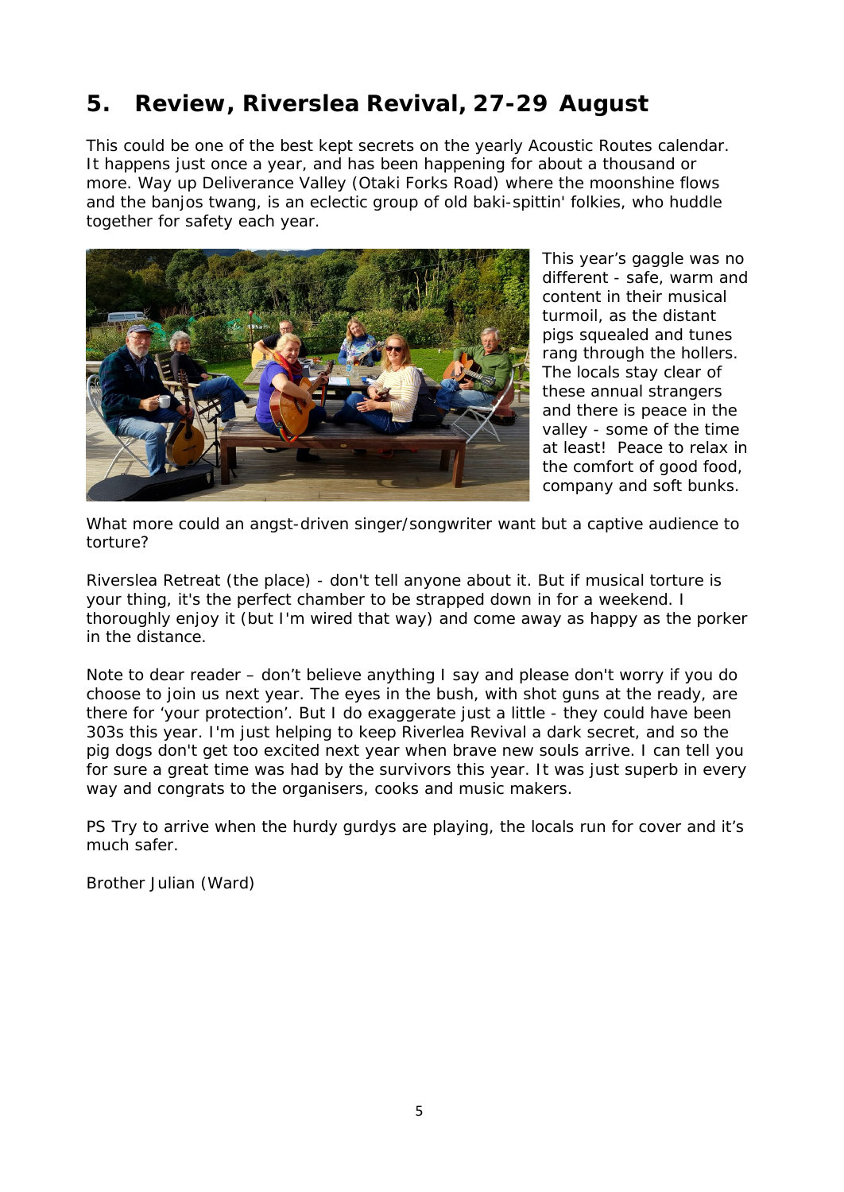## 5. Review, Riverslea Revival, 27-29 August

This could be one of the best kept secrets on the yearly Acoustic Routes calendar. It happens just once a year, and has been happening for about a thousand or more. Way up Deliverance Valley (Otaki Forks Road) where the moonshine flows and the banjos twang, is an eclectic group of old baki-spittin' folkies, who huddle together for safety each year.

This year's gaggle was no different - safe, warm and content in their musical turmoil, as the distant pigs squealed and tunes rang through the hollers. The locals stay clear of these annual strangers and there is peace in the valley - some of the time at least! Peace to relax in the comfort of good food, company and soft bunks.

What more could an angst-driven singer/songwriter want but a captive audience to torture?

Riverslea Retreat (the place) - don't tell anyone about it. But if musical torture is your thing, it's the perfect chamber to be strapped down in for a weekend. I thoroughly enjoy it (but I'm wired that way) and come away as happy as the porker in the distance.

Note to dear reader – don't believe anything I say and please don't worry if you do choose to join us next year. The eyes in the bush, with shot guns at the ready, are there for 'your protection'. But I do exaggerate just a little - they could have been 303s this year. I'm just helping to keep Riverlea Revival a dark secret, and so the pig dogs don't get too excited next year when brave new souls arrive. I can tell you for sure a great time was had by the survivors this year. It was just superb in every way and congrats to the organisers, cooks and music makers.

PS Try to arrive when the hurdy gurdys are playing, the locals run for cover and it's much safer.

Brother Julian (Ward)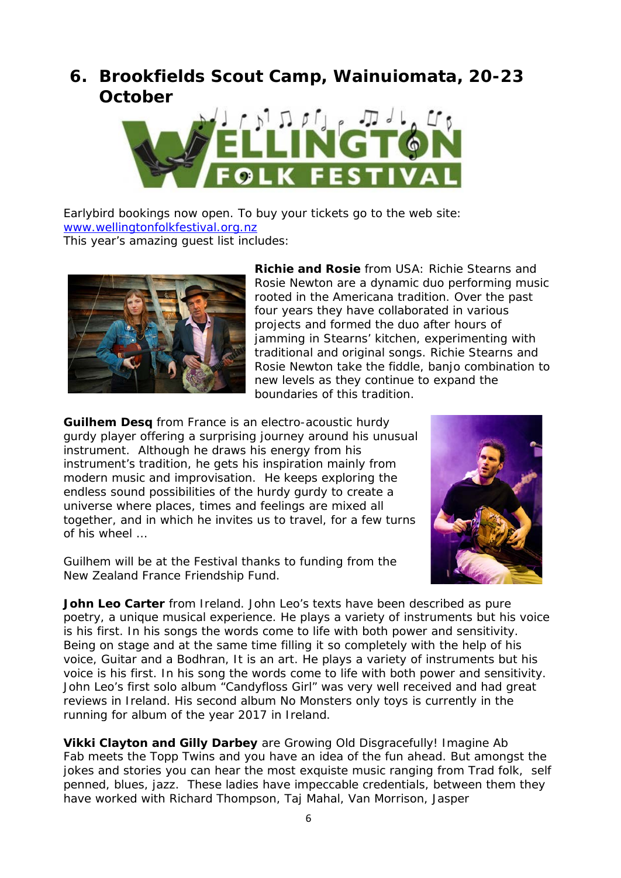## 6. Brookfields Scout Camp, Wainuiomata, 20-23 October

Earlybird bookings now open. To buy your tickets go to the web site: www.wellingtonfolkfestival.org.nz
This year's amazing guest list includes:

**Richie and Rosie** from USA: Richie Stearns and Rosie Newton are a dynamic duo performing music rooted in the Americana tradition. Over the past four years they have collaborated in various projects and formed the duo after hours of jamming in Stearns' kitchen, experimenting with traditional and original songs. Richie Stearns and Rosie Newton take the fiddle, banjo combination to new levels as they continue to expand the boundaries of this tradition.

**Guilhem Desq** from France is an electro-acoustic hurdy gurdy player offering a surprising journey around his unusual instrument. Although he draws his energy from his instrument's tradition, he gets his inspiration mainly from modern music and improvisation. He keeps exploring the endless sound possibilities of the hurdy gurdy to create a universe where places, times and feelings are mixed all together, and in which he invites us to travel, for a few turns of his wheel ...

Guilhem will be at the Festival thanks to funding from the New Zealand France Friendship Fund.

**John Leo Carter** from Ireland. John Leo's texts have been described as pure poetry, a unique musical experience. He plays a variety of instruments but his voice is his first. In his songs the words come to life with both power and sensitivity. Being on stage and at the same time filling it so completely with the help of his voice, Guitar and a Bodhran, It is an art. He plays a variety of instruments but his voice is his first. In his song the words come to life with both power and sensitivity. John Leo's first solo album "Candyfloss Girl" was very well received and had great reviews in Ireland. His second album No Monsters only toys is currently in the running for album of the year 2017 in Ireland.

**Vikki Clayton and Gilly Darbey** are Growing Old Disgracefully! Imagine Ab Fab meets the Topp Twins and you have an idea of the fun ahead. But amongst the jokes and stories you can hear the most exquiste music ranging from Trad folk, self penned, blues, jazz. These ladies have impeccable credentials, between them they have worked with Richard Thompson, Taj Mahal, Van Morrison, Jasper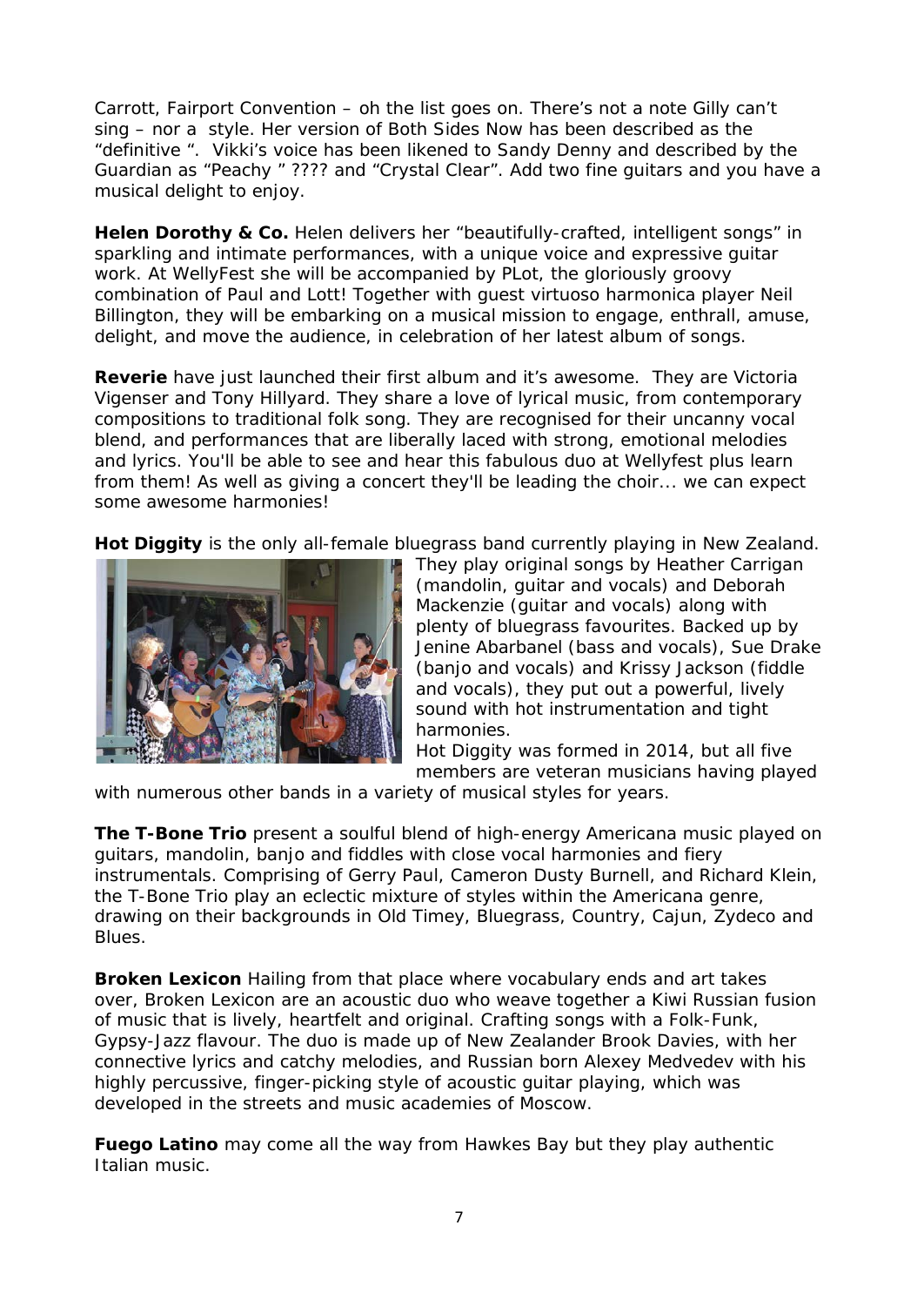Carrott, Fairport Convention – oh the list goes on. There's not a note Gilly can't sing – nor a style. Her version of Both Sides Now has been described as the "definitive ". Vikki's voice has been likened to Sandy Denny and described by the Guardian as "Peachy " ???? and "Crystal Clear". Add two fine guitars and you have a musical delight to enjoy.

**Helen Dorothy & Co.** Helen delivers her "beautifully-crafted, intelligent songs" in sparkling and intimate performances, with a unique voice and expressive guitar work. At WellyFest she will be accompanied by PLot, the gloriously groovy combination of Paul and Lott! Together with guest virtuoso harmonica player Neil Billington, they will be embarking on a musical mission to engage, enthrall, amuse, delight, and move the audience, in celebration of her latest album of songs.

**Reverie** have just launched their first album and it's awesome. They are Victoria Vigenser and Tony Hillyard. They share a love of lyrical music, from contemporary compositions to traditional folk song. They are recognised for their uncanny vocal blend, and performances that are liberally laced with strong, emotional melodies and lyrics. You'll be able to see and hear this fabulous duo at Wellyfest plus learn from them! As well as giving a concert they'll be leading the choir... we can expect some awesome harmonies!

**Hot Diggity** is the only all-female bluegrass band currently playing in New Zealand. They play original songs by Heather Carrigan (mandolin, guitar and vocals) and Deborah Mackenzie (guitar and vocals) along with plenty of bluegrass favourites. Backed up by Jenine Abarbanel (bass and vocals), Sue Drake (banjo and vocals) and Krissy Jackson (fiddle and vocals), they put out a powerful, lively sound with hot instrumentation and tight harmonies.

Hot Diggity was formed in 2014, but all five members are veteran musicians having played with numerous other bands in a variety of musical styles for years.

**The T-Bone Trio** present a soulful blend of high-energy Americana music played on guitars, mandolin, banjo and fiddles with close vocal harmonies and fiery instrumentals. Comprising of Gerry Paul, Cameron Dusty Burnell, and Richard Klein, the T-Bone Trio play an eclectic mixture of styles within the Americana genre, drawing on their backgrounds in Old Timey, Bluegrass, Country, Cajun, Zydeco and Blues.

**Broken Lexicon** Hailing from that place where vocabulary ends and art takes over, Broken Lexicon are an acoustic duo who weave together a Kiwi Russian fusion of music that is lively, heartfelt and original. Crafting songs with a Folk-Funk, Gypsy-Jazz flavour. The duo is made up of New Zealander Brook Davies, with her connective lyrics and catchy melodies, and Russian born Alexey Medvedev with his highly percussive, finger-picking style of acoustic guitar playing, which was developed in the streets and music academies of Moscow.

**Fuego Latino** may come all the way from Hawkes Bay but they play authentic Italian music.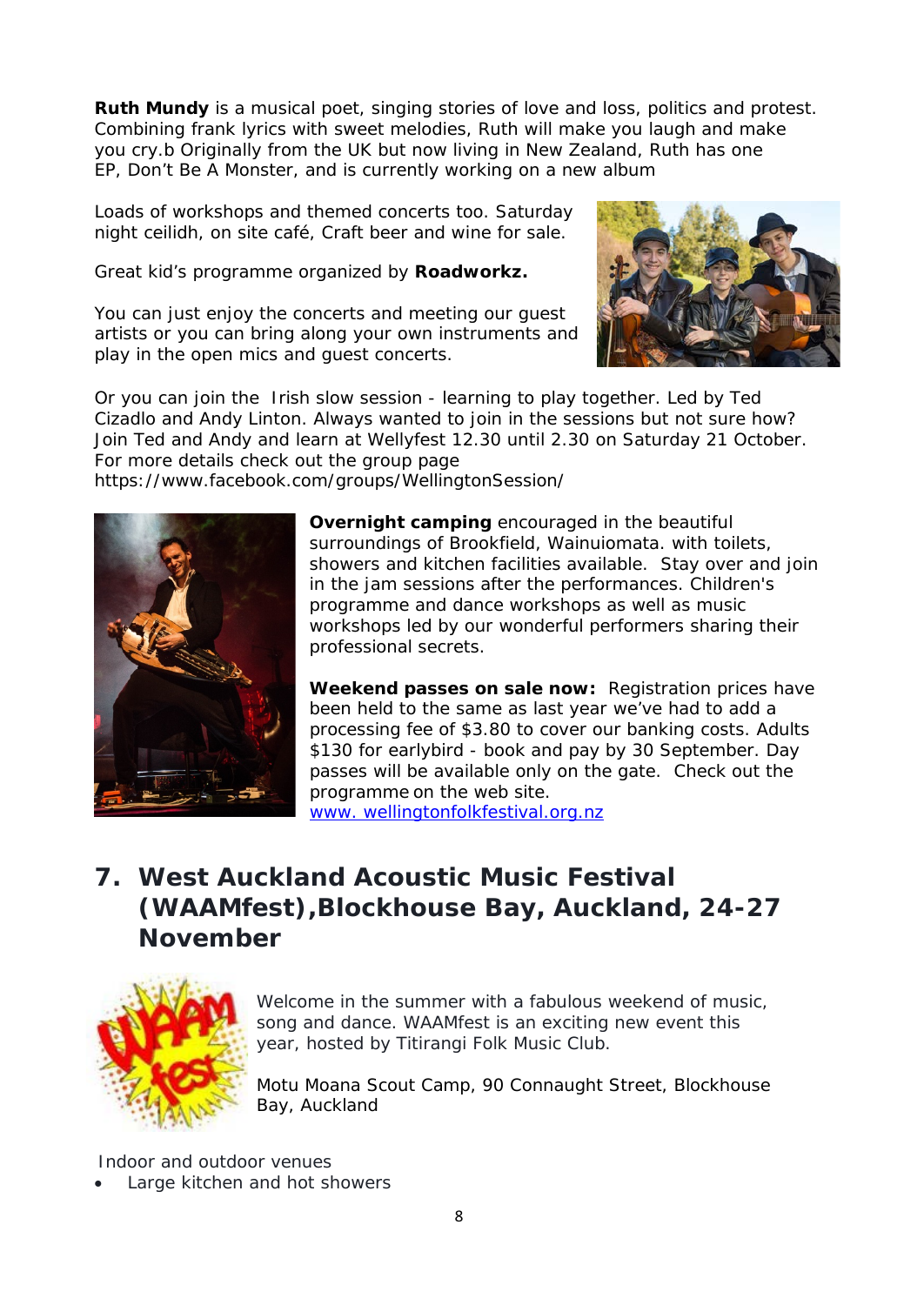**Ruth Mundy** is a musical poet, singing stories of love and loss, politics and protest. Combining frank lyrics with sweet melodies, Ruth will make you laugh and make you cry.b Originally from the UK but now living in New Zealand, Ruth has one EP, Don't Be A Monster, and is currently working on a new album

Loads of workshops and themed concerts too. Saturday night ceilidh, on site café, Craft beer and wine for sale.

Great kid's programme organized by **Roadworkz.**

You can just enjoy the concerts and meeting our guest artists or you can bring along your own instruments and play in the open mics and guest concerts.

Or you can join the Irish slow session - learning to play together. Led by Ted Cizadlo and Andy Linton. Always wanted to join in the sessions but not sure how? Join Ted and Andy and learn at Wellyfest 12.30 until 2.30 on Saturday 21 October. For more details check out the group page https://www.facebook.com/groups/WellingtonSession/

**Overnight camping** encouraged in the beautiful surroundings of Brookfield, Wainuiomata. with toilets, showers and kitchen facilities available. Stay over and join in the jam sessions after the performances. Children's programme and dance workshops as well as music workshops led by our wonderful performers sharing their professional secrets.

**Weekend passes on sale now:** Registration prices have been held to the same as last year we've had to add a processing fee of $3.80 to cover our banking costs. Adults $130 for earlybird - book and pay by 30 September. Day passes will be available only on the gate. Check out the programme on the web site. [www. wellingtonfolkfestival.org.nz](http://www.wellingtonfolkfestival.org.nz)

## 7. West Auckland Acoustic Music Festival (WAAMfest),Blockhouse Bay, Auckland, 24-27 November

Welcome in the summer with a fabulous weekend of music, song and dance. WAAMfest is an exciting new event this year, hosted by Titirangi Folk Music Club.

Motu Moana Scout Camp, 90 Connaught Street, Blockhouse Bay, Auckland

Indoor and outdoor venues

- Large kitchen and hot showers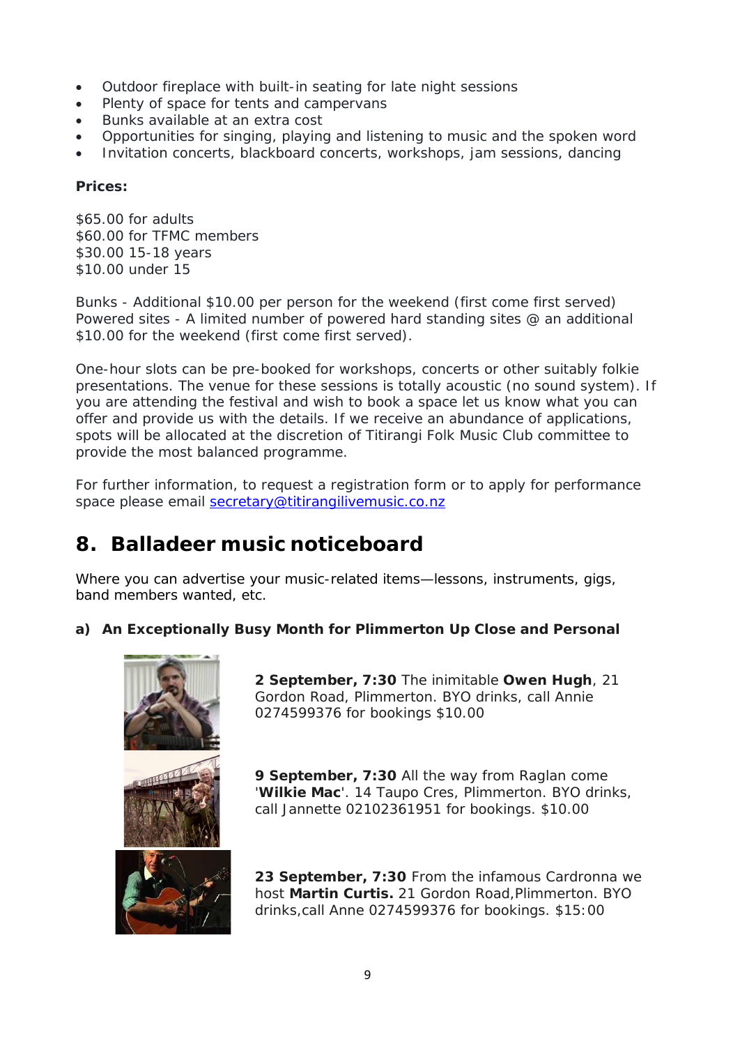- Outdoor fireplace with built-in seating for late night sessions
- Plenty of space for tents and campervans
- Bunks available at an extra cost
- Opportunities for singing, playing and listening to music and the spoken word
- Invitation concerts, blackboard concerts, workshops, jam sessions, dancing

**Prices:**

$65.00 for adults
$60.00 for TFMC members
$30.00 15-18 years
$10.00 under 15

Bunks - Additional $10.00 per person for the weekend (first come first served)
Powered sites - A limited number of powered hard standing sites @ an additional $10.00 for the weekend (first come first served).

One-hour slots can be pre-booked for workshops, concerts or other suitably folkie presentations. The venue for these sessions is totally acoustic (no sound system). If you are attending the festival and wish to book a space let us know what you can offer and provide us with the details. If we receive an abundance of applications, spots will be allocated at the discretion of Titirangi Folk Music Club committee to provide the most balanced programme.

For further information, to request a registration form or to apply for performance space please email secretary@titirangilivemusic.co.nz

## 8. Balladeer music noticeboard

Where you can advertise your music-related items—lessons, instruments, gigs, band members wanted, etc.

### a) An Exceptionally Busy Month for Plimmerton Up Close and Personal

**2 September, 7:30** The inimitable **Owen Hugh**, 21 Gordon Road, Plimmerton. BYO drinks, call Annie 0274599376 for bookings $10.00

**9 September, 7:30** All the way from Raglan come '**Wilkie Mac**'. 14 Taupo Cres, Plimmerton. BYO drinks, call Jannette 02102361951 for bookings. $10.00

**23 September, 7:30** From the infamous Cardronna we host **Martin Curtis.** 21 Gordon Road,Plimmerton. BYO drinks,call Anne 0274599376 for bookings. $15:00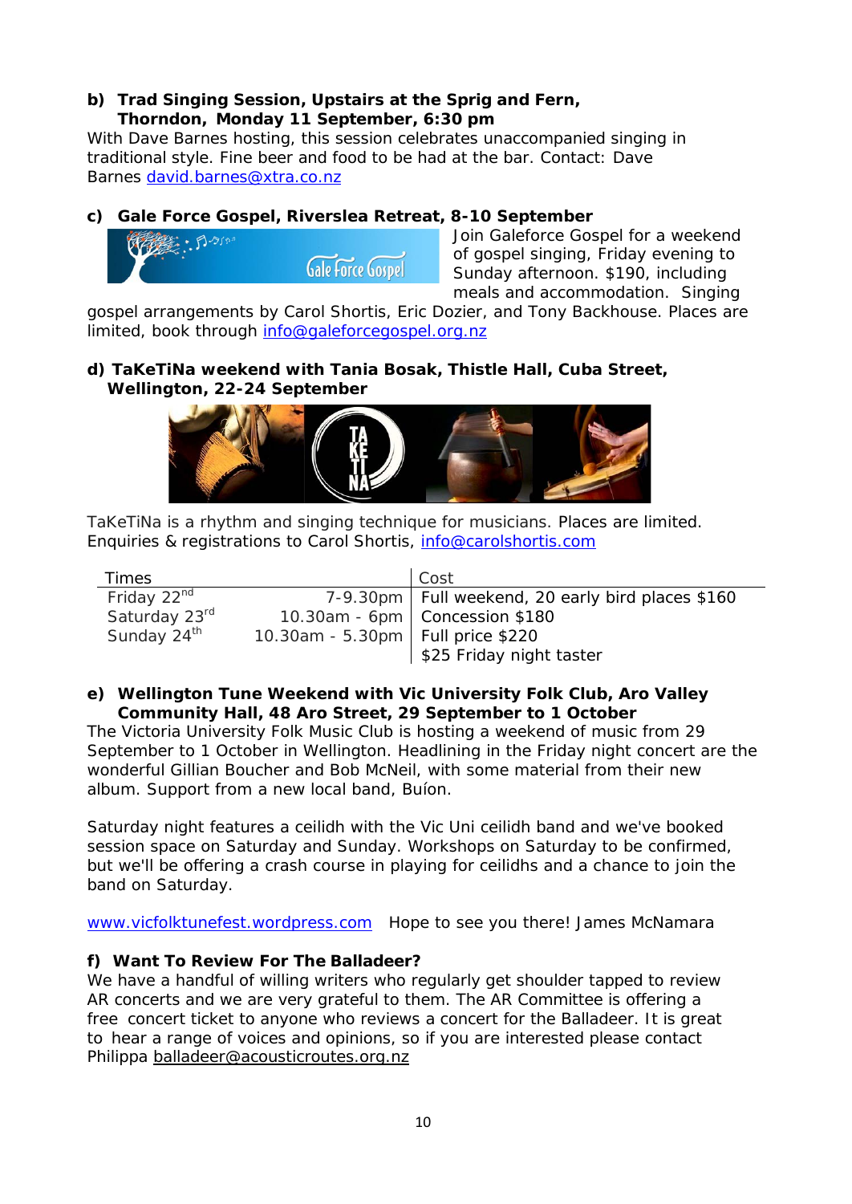**b) Trad Singing Session, Upstairs at the Sprig and Fern, Thorndon, Monday 11 September, 6:30 pm**

With Dave Barnes hosting, this session celebrates unaccompanied singing in traditional style. Fine beer and food to be had at the bar. Contact: Dave Barnes david.barnes@xtra.co.nz

**c) Gale Force Gospel, Riverslea Retreat, 8-10 September**

Join Galeforce Gospel for a weekend of gospel singing, Friday evening to Sunday afternoon. $190, including meals and accommodation. Singing gospel arrangements by Carol Shortis, Eric Dozier, and Tony Backhouse. Places are limited, book through info@galeforcegospel.org.nz

**d) TaKeTiNa weekend with Tania Bosak, Thistle Hall, Cuba Street, Wellington, 22-24 September**

TaKeTiNa is a rhythm and singing technique for musicians. Places are limited. Enquiries & registrations to Carol Shortis, info@carolshortis.com

| Times | | Cost |
|---|---|---|
| Friday 22nd | 7-9.30pm | Full weekend, 20 early bird places $160 |
| Saturday 23rd | 10.30am - 6pm | Concession $180 |
| Sunday 24th | 10.30am - 5.30pm | Full price $220 |
| | | $25 Friday night taster |

**e) Wellington Tune Weekend with Vic University Folk Club, Aro Valley Community Hall, 48 Aro Street, 29 September to 1 October**

The Victoria University Folk Music Club is hosting a weekend of music from 29 September to 1 October in Wellington. Headlining in the Friday night concert are the wonderful Gillian Boucher and Bob McNeil, with some material from their new album. Support from a new local band, Buíon.

Saturday night features a ceilidh with the Vic Uni ceilidh band and we've booked session space on Saturday and Sunday. Workshops on Saturday to be confirmed, but we'll be offering a crash course in playing for ceilidhs and a chance to join the band on Saturday.

www.vicfolktunefest.wordpress.com Hope to see you there! James McNamara

**f) Want To Review For The Balladeer?**

We have a handful of willing writers who regularly get shoulder tapped to review AR concerts and we are very grateful to them. The AR Committee is offering a free concert ticket to anyone who reviews a concert for the Balladeer. It is great to hear a range of voices and opinions, so if you are interested please contact Philippa balladeer@acousticroutes.org.nz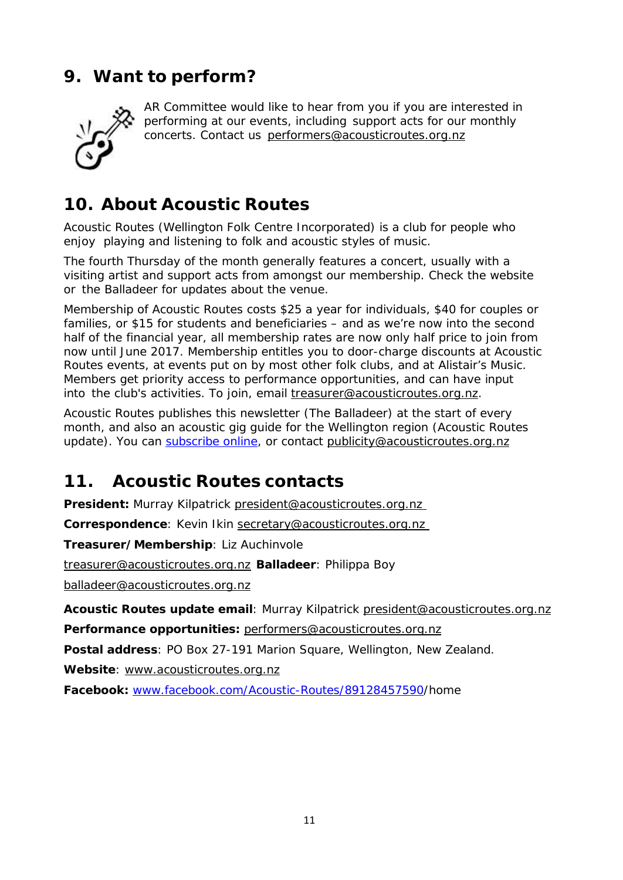## 9. Want to perform?

AR Committee would like to hear from you if you are interested in performing at our events, including support acts for our monthly concerts. Contact us performers@acousticroutes.org.nz

## 10. About Acoustic Routes

Acoustic Routes (Wellington Folk Centre Incorporated) is a club for people who enjoy playing and listening to folk and acoustic styles of music.

The fourth Thursday of the month generally features a concert, usually with a visiting artist and support acts from amongst our membership. Check the website or the Balladeer for updates about the venue.

Membership of Acoustic Routes costs $25 a year for individuals, $40 for couples or families, or $15 for students and beneficiaries – and as we're now into the second half of the financial year, all membership rates are now only half price to join from now until June 2017. Membership entitles you to door-charge discounts at Acoustic Routes events, at events put on by most other folk clubs, and at Alistair's Music. Members get priority access to performance opportunities, and can have input into the club's activities. To join, email treasurer@acousticroutes.org.nz.

Acoustic Routes publishes this newsletter (The Balladeer) at the start of every month, and also an acoustic gig guide for the Wellington region (Acoustic Routes update). You can subscribe online, or contact publicity@acousticroutes.org.nz

## 11. Acoustic Routes contacts

**President:** Murray Kilpatrick president@acousticroutes.org.nz

**Correspondence**: Kevin Ikin secretary@acousticroutes.org.nz

**Treasurer/Membership**: Liz Auchinvole treasurer@acousticroutes.org.nz

**Balladeer**: Philippa Boy balladeer@acousticroutes.org.nz

**Acoustic Routes update email**: Murray Kilpatrick president@acousticroutes.org.nz

**Performance opportunities:** performers@acousticroutes.org.nz

**Postal address**: PO Box 27-191 Marion Square, Wellington, New Zealand.

**Website**: www.acousticroutes.org.nz

**Facebook:** www.facebook.com/Acoustic-Routes/89128457590/home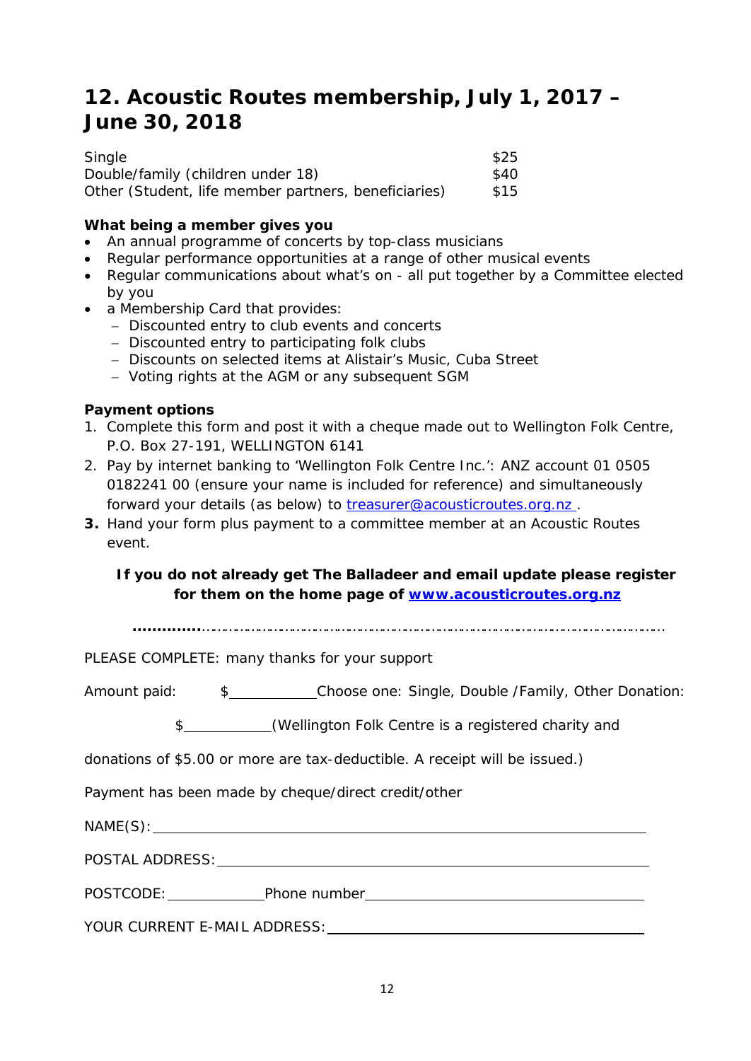# 12. Acoustic Routes membership, July 1, 2017 – June 30, 2018

| | |
|---|---|
| Single | $25 |
| Double/family (children under 18) | $40 |
| Other (Student, life member partners, beneficiaries) | $15 |

**What being a member gives you**

- An annual programme of concerts by top-class musicians
- Regular performance opportunities at a range of other musical events
- Regular communications about what's on - all put together by a Committee elected by you
- a Membership Card that provides:
  - Discounted entry to club events and concerts
  - Discounted entry to participating folk clubs
  - Discounts on selected items at Alistair's Music, Cuba Street
  - Voting rights at the AGM or any subsequent SGM

**Payment options**

1. Complete this form and post it with a cheque made out to Wellington Folk Centre, P.O. Box 27-191, WELLINGTON 6141
2. Pay by internet banking to 'Wellington Folk Centre Inc.': ANZ account 01 0505 0182241 00 (ensure your name is included for reference) and simultaneously forward your details (as below) to treasurer@acousticroutes.org.nz .
3. Hand your form plus payment to a committee member at an Acoustic Routes event.

**If you do not already get The Balladeer and email update please register for them on the home page of www.acousticroutes.org.nz**

..............................................................................................................

PLEASE COMPLETE: many thanks for your support

Amount paid: $\_\_\_\_\_\_\_\_\_\_ Choose one: Single, Double /Family, Other Donation:

$\_\_\_\_\_\_\_\_\_\_ (Wellington Folk Centre is a registered charity and donations of $5.00 or more are tax-deductible. A receipt will be issued.)

Payment has been made by cheque/direct credit/other

NAME(S): \_\_\_\_\_\_\_\_\_\_\_\_\_\_\_\_\_\_\_\_\_\_\_\_\_\_\_\_\_\_\_\_\_\_\_\_\_\_\_\_

POSTAL ADDRESS: \_\_\_\_\_\_\_\_\_\_\_\_\_\_\_\_\_\_\_\_\_\_\_\_\_\_\_\_\_\_\_\_\_\_\_\_\_\_\_\_

POSTCODE: \_\_\_\_\_\_\_\_\_\_ Phone number \_\_\_\_\_\_\_\_\_\_\_\_\_\_\_\_\_\_\_\_\_\_\_\_\_\_

YOUR CURRENT E-MAIL ADDRESS: \_\_\_\_\_\_\_\_\_\_\_\_\_\_\_\_\_\_\_\_\_\_\_\_\_\_\_\_\_\_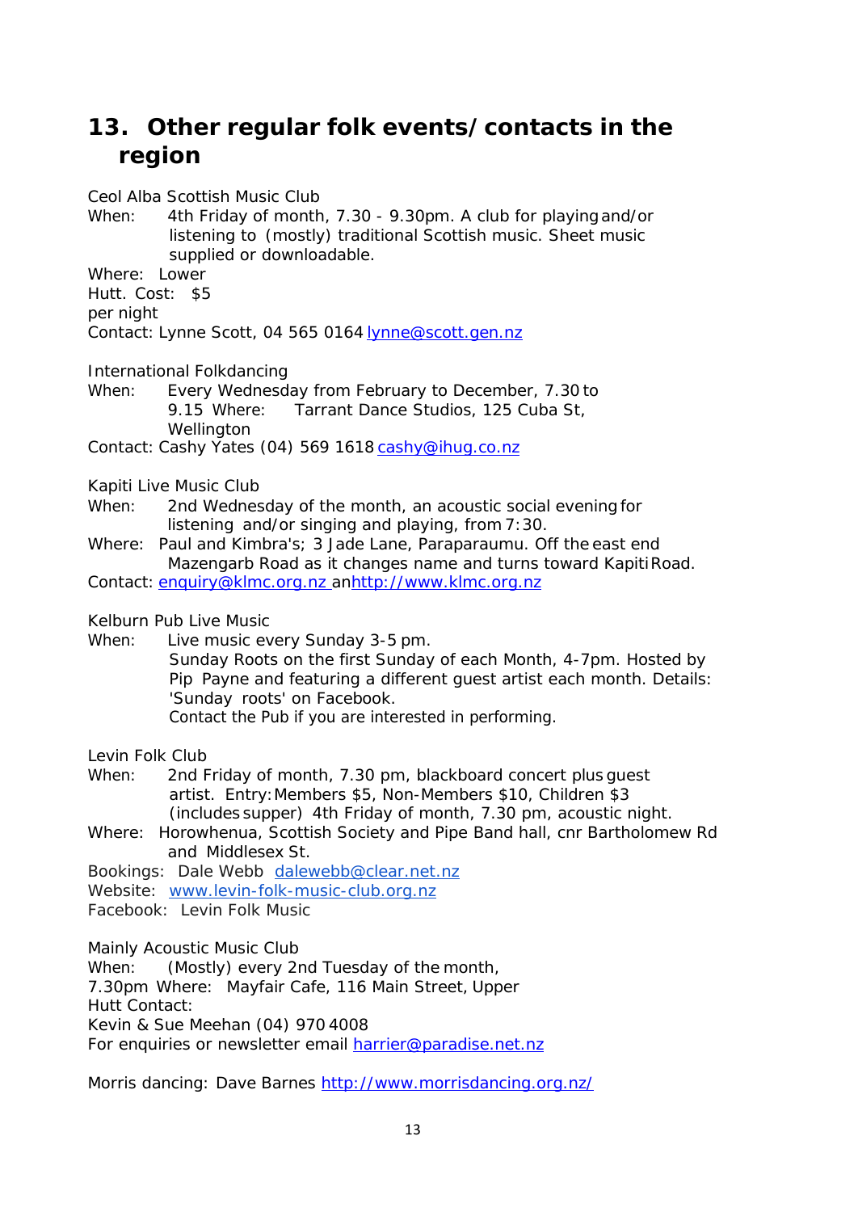## 13. Other regular folk events/contacts in the region

Ceol Alba Scottish Music Club

When: 4th Friday of month, 7.30 - 9.30pm. A club for playing and/or listening to (mostly) traditional Scottish music. Sheet music supplied or downloadable.

Where: Lower Hutt. Cost: $5 per night

Contact: Lynne Scott, 04 565 0164 lynne@scott.gen.nz

International Folkdancing

When: Every Wednesday from February to December, 7.30 to 9.15 Where: Tarrant Dance Studios, 125 Cuba St, Wellington

Contact: Cashy Yates (04) 569 1618 cashy@ihug.co.nz

Kapiti Live Music Club

When: 2nd Wednesday of the month, an acoustic social evening for listening and/or singing and playing, from 7:30.

Where: Paul and Kimbra's; 3 Jade Lane, Paraparaumu. Off the east end Mazengarb Road as it changes name and turns toward Kapiti Road.

Contact: enquiry@klmc.org.nz an http://www.klmc.org.nz

Kelburn Pub Live Music

When: Live music every Sunday 3-5 pm.
Sunday Roots on the first Sunday of each Month, 4-7pm. Hosted by Pip Payne and featuring a different guest artist each month. Details: 'Sunday roots' on Facebook.
Contact the Pub if you are interested in performing.

Levin Folk Club

When: 2nd Friday of month, 7.30 pm, blackboard concert plus guest artist. Entry: Members $5, Non-Members $10, Children $3 (includes supper) 4th Friday of month, 7.30 pm, acoustic night.

Where: Horowhenua, Scottish Society and Pipe Band hall, cnr Bartholomew Rd and Middlesex St.

Bookings: Dale Webb dalewebb@clear.net.nz

Website: www.levin-folk-music-club.org.nz

Facebook: Levin Folk Music

Mainly Acoustic Music Club

When: (Mostly) every 2nd Tuesday of the month, 7.30pm Where: Mayfair Cafe, 116 Main Street, Upper Hutt Contact:

Kevin & Sue Meehan (04) 970 4008

For enquiries or newsletter email harrier@paradise.net.nz

Morris dancing: Dave Barnes http://www.morrisdancing.org.nz/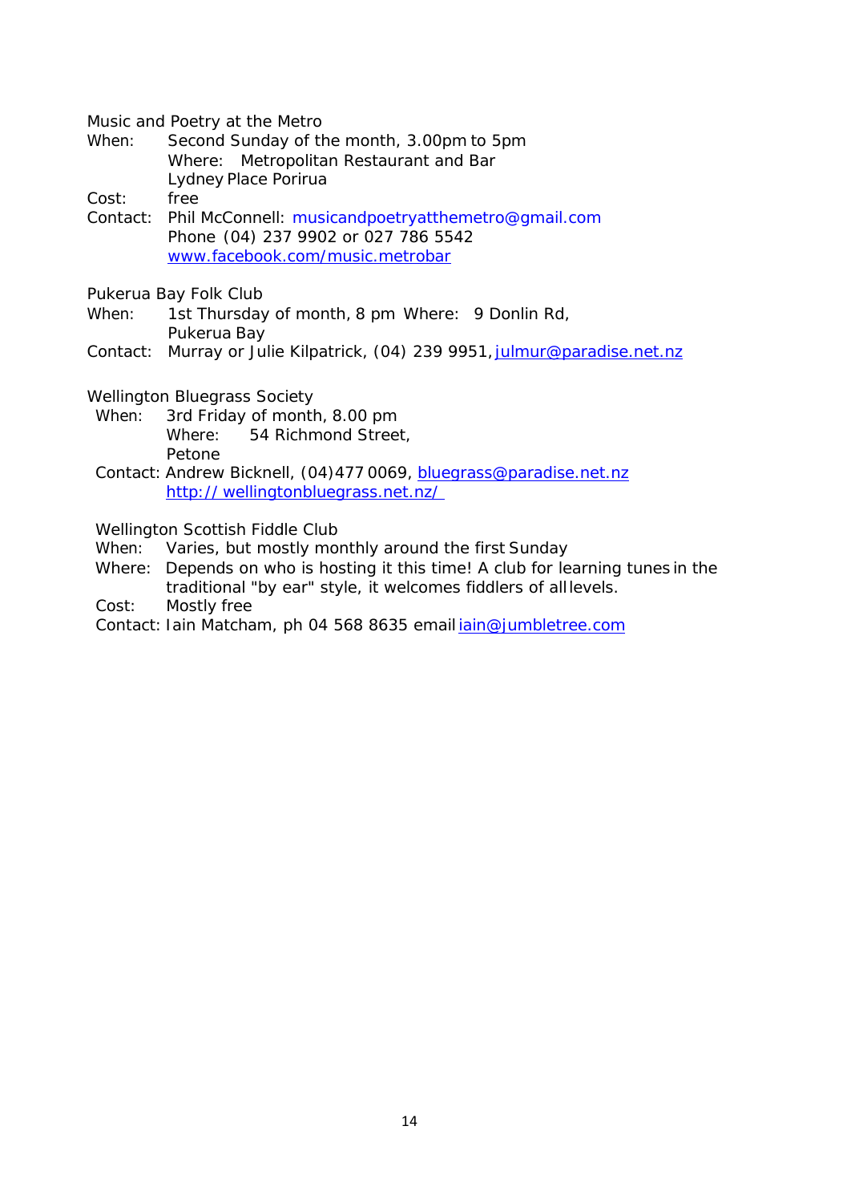Music and Poetry at the Metro

When: Second Sunday of the month, 3.00pm to 5pm
Where: Metropolitan Restaurant and Bar
Lydney Place Porirua

Cost: free

Contact: Phil McConnell: musicandpoetryatthemetro@gmail.com
Phone (04) 237 9902 or 027 786 5542
www.facebook.com/music.metrobar

Pukerua Bay Folk Club

When: 1st Thursday of month, 8 pm Where: 9 Donlin Rd, Pukerua Bay

Contact: Murray or Julie Kilpatrick, (04) 239 9951, julmur@paradise.net.nz

Wellington Bluegrass Society

When: 3rd Friday of month, 8.00 pm
Where: 54 Richmond Street, Petone

Contact: Andrew Bicknell, (04)477 0069, bluegrass@paradise.net.nz
http:// wellingtonbluegrass.net.nz/

Wellington Scottish Fiddle Club

When: Varies, but mostly monthly around the first Sunday

Where: Depends on who is hosting it this time! A club for learning tunes in the traditional "by ear" style, it welcomes fiddlers of all levels.

Cost: Mostly free

Contact: Iain Matcham, ph 04 568 8635 email iain@jumbletree.com